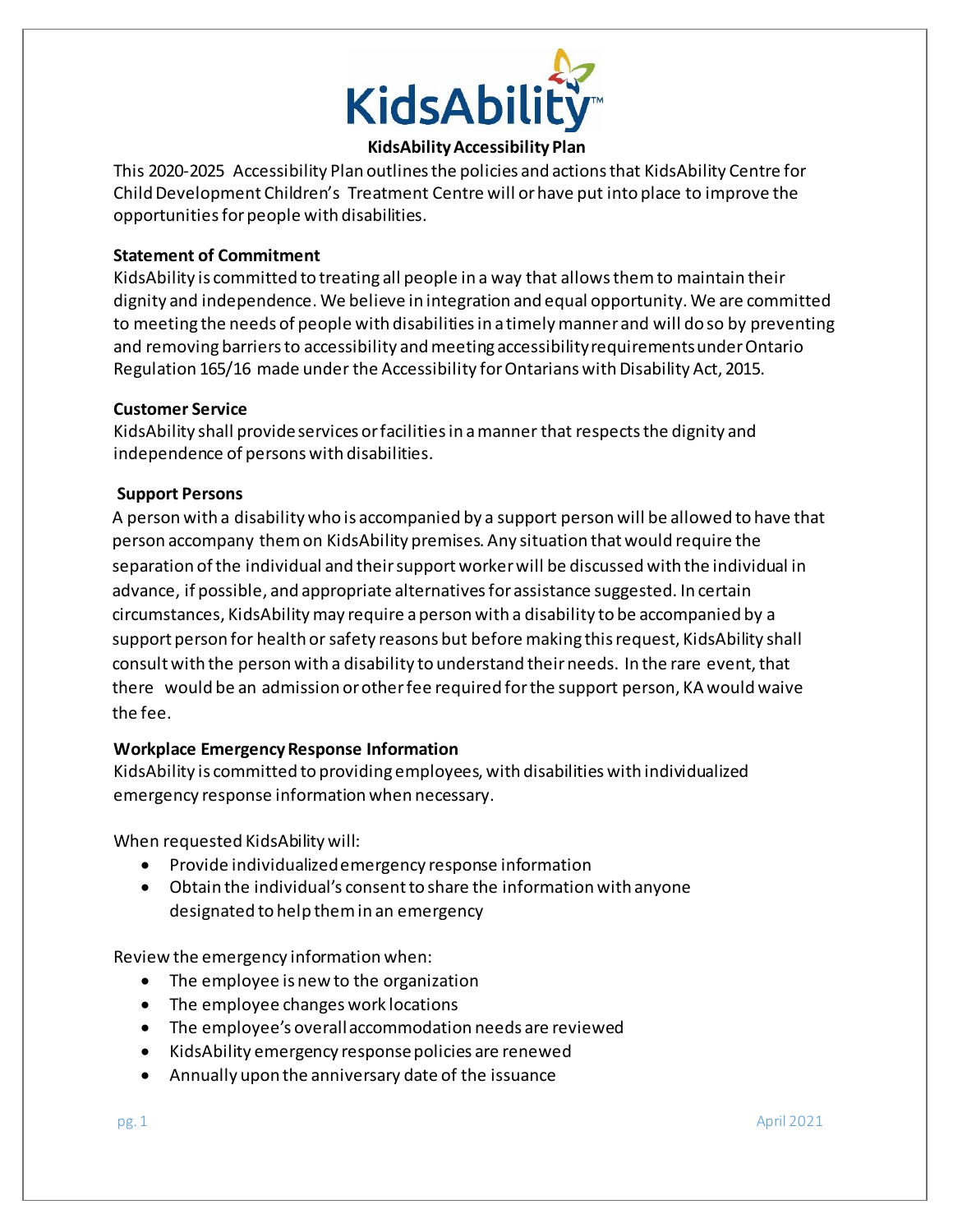# KidsAbility Accessibility Plan

This 2020-2025 Accessibility Plan outlines the policies and actions that KidsAbility Centre for Child Development Children's Treatment Centre will or have put into place to improve the opportunities for people with disabilities.

**Statement of Commitment**

KidsAbility is committed to treating all people in a way that allows them to maintain their dignity and independence. We believe in integration and equal opportunity. We are committed to meeting the needs of people with disabilities in a timely manner and will do so by preventing and removing barriers to accessibility and meeting accessibility requirements under Ontario Regulation 165/16 made under the Accessibility for Ontarians with Disability Act, 2015.

**Customer Service**

KidsAbility shall provide services or facilities in a manner that respects the dignity and independence of persons with disabilities.

**Support Persons**

A person with a disability who is accompanied by a support person will be allowed to have that person accompany them on KidsAbility premises. Any situation that would require the separation of the individual and their support worker will be discussed with the individual in advance, if possible, and appropriate alternatives for assistance suggested. In certain circumstances, KidsAbility may require a person with a disability to be accompanied by a support person for health or safety reasons but before making this request, KidsAbility shall consult with the person with a disability to understand their needs. In the rare event, that there would be an admission or other fee required for the support person, KA would waive the fee.

**Workplace Emergency Response Information**

KidsAbility is committed to providing employees, with disabilities with individualized emergency response information when necessary.

When requested KidsAbility will:

- Provide individualized emergency response information
- Obtain the individual's consent to share the information with anyone designated to help them in an emergency

Review the emergency information when:

- The employee is new to the organization
- The employee changes work locations
- The employee's overall accommodation needs are reviewed
- KidsAbility emergency response policies are renewed
- Annually upon the anniversary date of the issuance

April 2021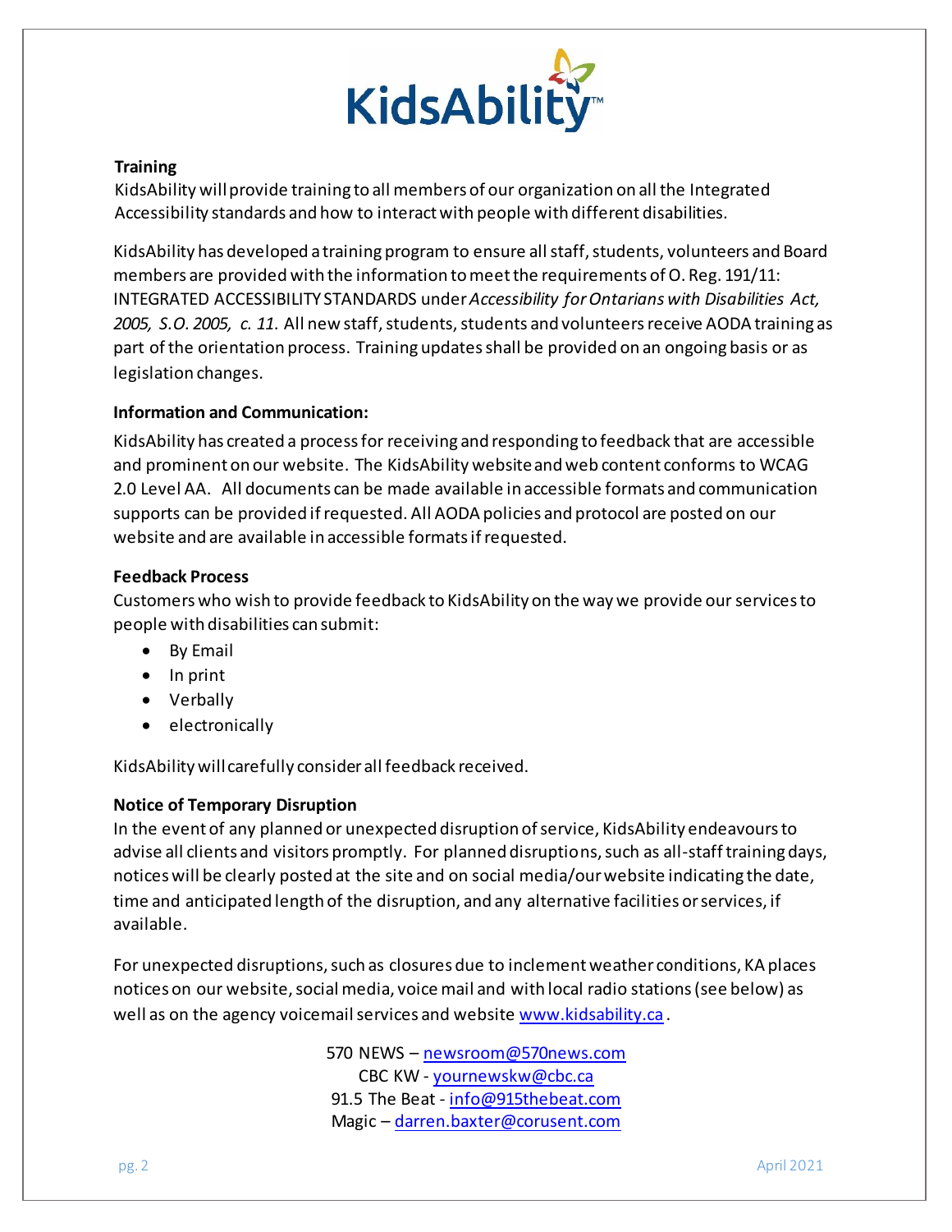**Training**

KidsAbility will provide training to all members of our organization on all the Integrated Accessibility standards and how to interact with people with different disabilities.

KidsAbility has developed a training program to ensure all staff, students, volunteers and Board members are provided with the information to meet the requirements of O. Reg. 191/11: INTEGRATED ACCESSIBILITY STANDARDS under *Accessibility for Ontarians with Disabilities Act, 2005, S.O. 2005, c. 11.* All new staff, students, students and volunteers receive AODA training as part of the orientation process. Training updates shall be provided on an ongoing basis or as legislation changes.

**Information and Communication:**

KidsAbility has created a process for receiving and responding to feedback that are accessible and prominent on our website. The KidsAbility website and web content conforms to WCAG 2.0 Level AA. All documents can be made available in accessible formats and communication supports can be provided if requested. All AODA policies and protocol are posted on our website and are available in accessible formats if requested.

**Feedback Process**

Customers who wish to provide feedback to KidsAbility on the way we provide our services to people with disabilities can submit:

- By Email
- In print
- Verbally
- electronically

KidsAbility will carefully consider all feedback received.

**Notice of Temporary Disruption**

In the event of any planned or unexpected disruption of service, KidsAbility endeavours to advise all clients and visitors promptly. For planned disruptions, such as all-staff training days, notices will be clearly posted at the site and on social media/our website indicating the date, time and anticipated length of the disruption, and any alternative facilities or services, if available.

For unexpected disruptions, such as closures due to inclement weather conditions, KA places notices on our website, social media, voice mail and with local radio stations (see below) as well as on the agency voicemail services and website www.kidsability.ca.

570 NEWS – newsroom@570news.com
CBC KW - yournewskw@cbc.ca
91.5 The Beat - info@915thebeat.com
Magic – darren.baxter@corusent.com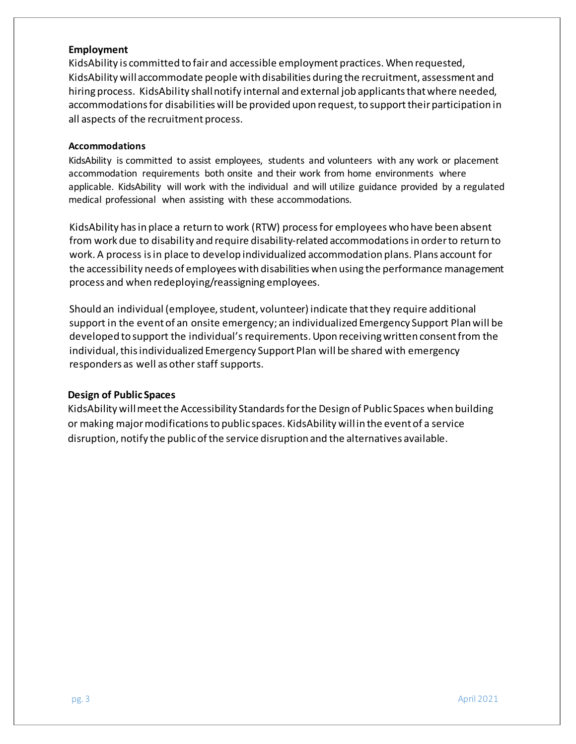## Employment

KidsAbility is committed to fair and accessible employment practices. When requested, KidsAbility will accommodate people with disabilities during the recruitment, assessment and hiring process. KidsAbility shall notify internal and external job applicants that where needed, accommodations for disabilities will be provided upon request, to support their participation in all aspects of the recruitment process.

## Accommodations

KidsAbility is committed to assist employees, students and volunteers with any work or placement accommodation requirements both onsite and their work from home environments where applicable. KidsAbility will work with the individual and will utilize guidance provided by a regulated medical professional when assisting with these accommodations.

KidsAbility has in place a return to work (RTW) process for employees who have been absent from work due to disability and require disability-related accommodations in order to return to work. A process is in place to develop individualized accommodation plans. Plans account for the accessibility needs of employees with disabilities when using the performance management process and when redeploying/reassigning employees.

Should an individual (employee, student, volunteer) indicate that they require additional support in the event of an onsite emergency; an individualized Emergency Support Plan will be developed to support the individual's requirements. Upon receiving written consent from the individual, this individualized Emergency Support Plan will be shared with emergency responders as well as other staff supports.

## Design of Public Spaces

KidsAbility will meet the Accessibility Standards for the Design of Public Spaces when building or making major modifications to public spaces. KidsAbility will in the event of a service disruption, notify the public of the service disruption and the alternatives available.